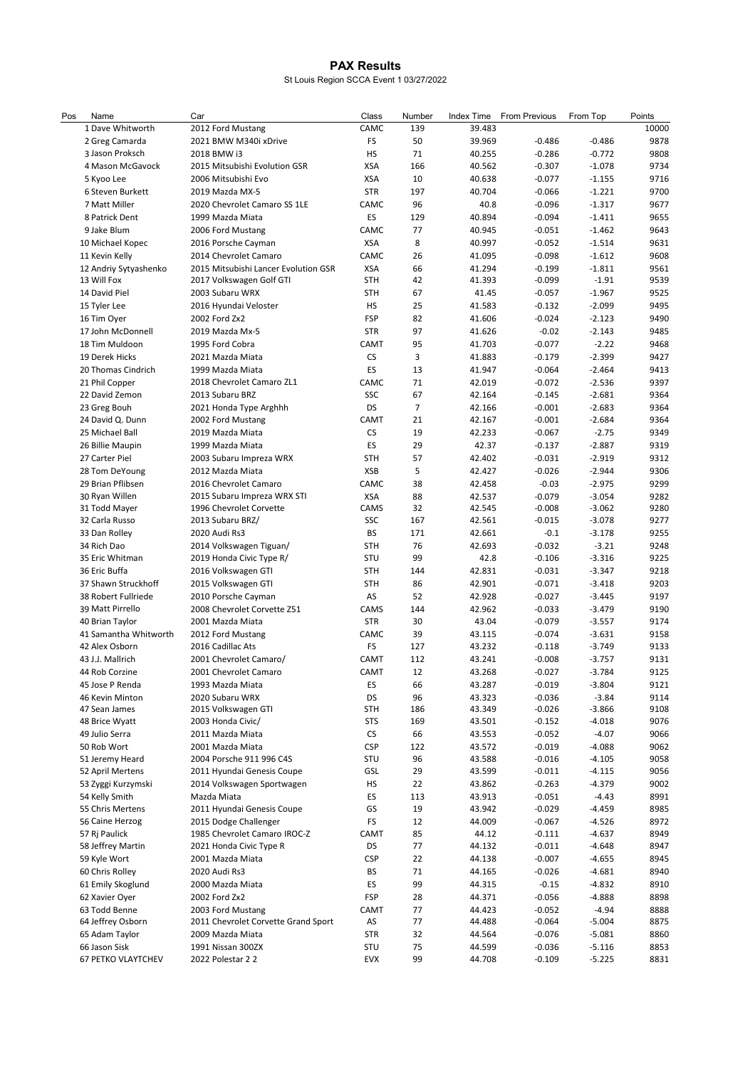# PAX Results

St Louis Region SCCA Event 1 03/27/2022

| Pos | Name | Car | Class | Number | Index Time | From Previous | From Top | Points |
|---|---|---|---|---|---|---|---|---|
| 1 | Dave Whitworth | 2012 Ford Mustang | CAMC | 139 | 39.483 | | | 10000 |
| 2 | Greg Camarda | 2021 BMW M340i xDrive | FS | 50 | 39.969 | -0.486 | -0.486 | 9878 |
| 3 | Jason Proksch | 2018 BMW i3 | HS | 71 | 40.255 | -0.286 | -0.772 | 9808 |
| 4 | Mason McGavock | 2015 Mitsubishi Evolution GSR | XSA | 166 | 40.562 | -0.307 | -1.078 | 9734 |
| 5 | Kyoo Lee | 2006 Mitsubishi Evo | XSA | 10 | 40.638 | -0.077 | -1.155 | 9716 |
| 6 | Steven Burkett | 2019 Mazda MX-5 | STR | 197 | 40.704 | -0.066 | -1.221 | 9700 |
| 7 | Matt Miller | 2020 Chevrolet Camaro SS 1LE | CAMC | 96 | 40.8 | -0.096 | -1.317 | 9677 |
| 8 | Patrick Dent | 1999 Mazda Miata | ES | 129 | 40.894 | -0.094 | -1.411 | 9655 |
| 9 | Jake Blum | 2006 Ford Mustang | CAMC | 77 | 40.945 | -0.051 | -1.462 | 9643 |
| 10 | Michael Kopec | 2016 Porsche Cayman | XSA | 8 | 40.997 | -0.052 | -1.514 | 9631 |
| 11 | Kevin Kelly | 2014 Chevrolet Camaro | CAMC | 26 | 41.095 | -0.098 | -1.612 | 9608 |
| 12 | Andriy Sytyashenko | 2015 Mitsubishi Lancer Evolution GSR | XSA | 66 | 41.294 | -0.199 | -1.811 | 9561 |
| 13 | Will Fox | 2017 Volkswagen Golf GTI | STH | 42 | 41.393 | -0.099 | -1.91 | 9539 |
| 14 | David Piel | 2003 Subaru WRX | STH | 67 | 41.45 | -0.057 | -1.967 | 9525 |
| 15 | Tyler Lee | 2016 Hyundai Veloster | HS | 25 | 41.583 | -0.132 | -2.099 | 9495 |
| 16 | Tim Oyer | 2002 Ford Zx2 | FSP | 82 | 41.606 | -0.024 | -2.123 | 9490 |
| 17 | John McDonnell | 2019 Mazda Mx-5 | STR | 97 | 41.626 | -0.02 | -2.143 | 9485 |
| 18 | Tim Muldoon | 1995 Ford Cobra | CAMT | 95 | 41.703 | -0.077 | -2.22 | 9468 |
| 19 | Derek Hicks | 2021 Mazda Miata | CS | 3 | 41.883 | -0.179 | -2.399 | 9427 |
| 20 | Thomas Cindrich | 1999 Mazda Miata | ES | 13 | 41.947 | -0.064 | -2.464 | 9413 |
| 21 | Phil Copper | 2018 Chevrolet Camaro ZL1 | CAMC | 71 | 42.019 | -0.072 | -2.536 | 9397 |
| 22 | David Zemon | 2013 Subaru BRZ | SSC | 67 | 42.164 | -0.145 | -2.681 | 9364 |
| 23 | Greg Bouh | 2021 Honda Type Arghhh | DS | 7 | 42.166 | -0.001 | -2.683 | 9364 |
| 24 | David Q. Dunn | 2002 Ford Mustang | CAMT | 21 | 42.167 | -0.001 | -2.684 | 9364 |
| 25 | Michael Ball | 2019 Mazda Miata | CS | 19 | 42.233 | -0.067 | -2.75 | 9349 |
| 26 | Billie Maupin | 1999 Mazda Miata | ES | 29 | 42.37 | -0.137 | -2.887 | 9319 |
| 27 | Carter Piel | 2003 Subaru Impreza WRX | STH | 57 | 42.402 | -0.031 | -2.919 | 9312 |
| 28 | Tom DeYoung | 2012 Mazda Miata | XSB | 5 | 42.427 | -0.026 | -2.944 | 9306 |
| 29 | Brian Pflibsen | 2016 Chevrolet Camaro | CAMC | 38 | 42.458 | -0.03 | -2.975 | 9299 |
| 30 | Ryan Willen | 2015 Subaru Impreza WRX STI | XSA | 88 | 42.537 | -0.079 | -3.054 | 9282 |
| 31 | Todd Mayer | 1996 Chevrolet Corvette | CAMS | 32 | 42.545 | -0.008 | -3.062 | 9280 |
| 32 | Carla Russo | 2013 Subaru BRZ/ | SSC | 167 | 42.561 | -0.015 | -3.078 | 9277 |
| 33 | Dan Rolley | 2020 Audi Rs3 | BS | 171 | 42.661 | -0.1 | -3.178 | 9255 |
| 34 | Rich Dao | 2014 Volkswagen Tiguan/ | STH | 76 | 42.693 | -0.032 | -3.21 | 9248 |
| 35 | Eric Whitman | 2019 Honda Civic Type R/ | STU | 99 | 42.8 | -0.106 | -3.316 | 9225 |
| 36 | Eric Buffa | 2016 Volkswagen GTI | STH | 144 | 42.831 | -0.031 | -3.347 | 9218 |
| 37 | Shawn Struckhoff | 2015 Volkswagen GTI | STH | 86 | 42.901 | -0.071 | -3.418 | 9203 |
| 38 | Robert Fullriede | 2010 Porsche Cayman | AS | 52 | 42.928 | -0.027 | -3.445 | 9197 |
| 39 | Matt Pirrello | 2008 Chevrolet Corvette Z51 | CAMS | 144 | 42.962 | -0.033 | -3.479 | 9190 |
| 40 | Brian Taylor | 2001 Mazda Miata | STR | 30 | 43.04 | -0.079 | -3.557 | 9174 |
| 41 | Samantha Whitworth | 2012 Ford Mustang | CAMC | 39 | 43.115 | -0.074 | -3.631 | 9158 |
| 42 | Alex Osborn | 2016 Cadillac Ats | FS | 127 | 43.232 | -0.118 | -3.749 | 9133 |
| 43 | J.J. Mallrich | 2001 Chevrolet Camaro/ | CAMT | 112 | 43.241 | -0.008 | -3.757 | 9131 |
| 44 | Rob Corzine | 2001 Chevrolet Camaro | CAMT | 12 | 43.268 | -0.027 | -3.784 | 9125 |
| 45 | Jose P Renda | 1993 Mazda Miata | ES | 66 | 43.287 | -0.019 | -3.804 | 9121 |
| 46 | Kevin Minton | 2020 Subaru WRX | DS | 96 | 43.323 | -0.036 | -3.84 | 9114 |
| 47 | Sean James | 2015 Volkswagen GTI | STH | 186 | 43.349 | -0.026 | -3.866 | 9108 |
| 48 | Brice Wyatt | 2003 Honda Civic/ | STS | 169 | 43.501 | -0.152 | -4.018 | 9076 |
| 49 | Julio Serra | 2011 Mazda Miata | CS | 66 | 43.553 | -0.052 | -4.07 | 9066 |
| 50 | Rob Wort | 2001 Mazda Miata | CSP | 122 | 43.572 | -0.019 | -4.088 | 9062 |
| 51 | Jeremy Heard | 2004 Porsche 911 996 C4S | STU | 96 | 43.588 | -0.016 | -4.105 | 9058 |
| 52 | April Mertens | 2011 Hyundai Genesis Coupe | GSL | 29 | 43.599 | -0.011 | -4.115 | 9056 |
| 53 | Zyggi Kurzymski | 2014 Volkswagen Sportwagen | HS | 22 | 43.862 | -0.263 | -4.379 | 9002 |
| 54 | Kelly Smith | Mazda Miata | ES | 113 | 43.913 | -0.051 | -4.43 | 8991 |
| 55 | Chris Mertens | 2011 Hyundai Genesis Coupe | GS | 19 | 43.942 | -0.029 | -4.459 | 8985 |
| 56 | Caine Herzog | 2015 Dodge Challenger | FS | 12 | 44.009 | -0.067 | -4.526 | 8972 |
| 57 | Rj Paulick | 1985 Chevrolet Camaro IROC-Z | CAMT | 85 | 44.12 | -0.111 | -4.637 | 8949 |
| 58 | Jeffrey Martin | 2021 Honda Civic Type R | DS | 77 | 44.132 | -0.011 | -4.648 | 8947 |
| 59 | Kyle Wort | 2001 Mazda Miata | CSP | 22 | 44.138 | -0.007 | -4.655 | 8945 |
| 60 | Chris Rolley | 2020 Audi Rs3 | BS | 71 | 44.165 | -0.026 | -4.681 | 8940 |
| 61 | Emily Skoglund | 2000 Mazda Miata | ES | 99 | 44.315 | -0.15 | -4.832 | 8910 |
| 62 | Xavier Oyer | 2002 Ford Zx2 | FSP | 28 | 44.371 | -0.056 | -4.888 | 8898 |
| 63 | Todd Benne | 2003 Ford Mustang | CAMT | 77 | 44.423 | -0.052 | -4.94 | 8888 |
| 64 | Jeffrey Osborn | 2011 Chevrolet Corvette Grand Sport | AS | 77 | 44.488 | -0.064 | -5.004 | 8875 |
| 65 | Adam Taylor | 2009 Mazda Miata | STR | 32 | 44.564 | -0.076 | -5.081 | 8860 |
| 66 | Jason Sisk | 1991 Nissan 300ZX | STU | 75 | 44.599 | -0.036 | -5.116 | 8853 |
| 67 | PETKO VLAYTCHEV | 2022 Polestar 2 2 | EVX | 99 | 44.708 | -0.109 | -5.225 | 8831 |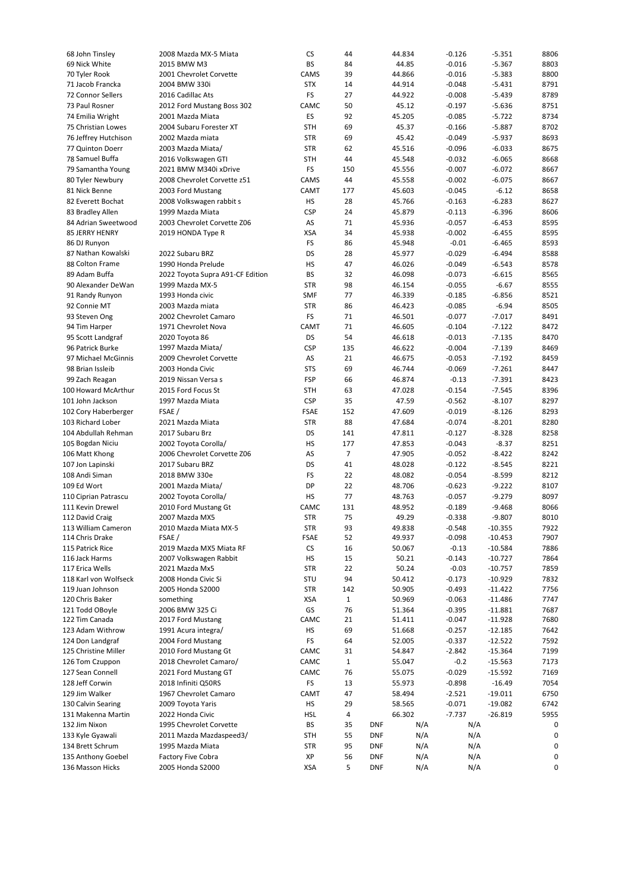| | | | | | | | | |
|---|---|---|---|---|---|---|---|---|
| 68 John Tinsley | 2008 Mazda MX-5 Miata | CS | 44 | | 44.834 | -0.126 | -5.351 | 8806 |
| 69 Nick White | 2015 BMW M3 | BS | 84 | | 44.85 | -0.016 | -5.367 | 8803 |
| 70 Tyler Rook | 2001 Chevrolet Corvette | CAMS | 39 | | 44.866 | -0.016 | -5.383 | 8800 |
| 71 Jacob Francka | 2004 BMW 330i | STX | 14 | | 44.914 | -0.048 | -5.431 | 8791 |
| 72 Connor Sellers | 2016 Cadillac Ats | FS | 27 | | 44.922 | -0.008 | -5.439 | 8789 |
| 73 Paul Rosner | 2012 Ford Mustang Boss 302 | CAMC | 50 | | 45.12 | -0.197 | -5.636 | 8751 |
| 74 Emilia Wright | 2001 Mazda Miata | ES | 92 | | 45.205 | -0.085 | -5.722 | 8734 |
| 75 Christian Lowes | 2004 Subaru Forester XT | STH | 69 | | 45.37 | -0.166 | -5.887 | 8702 |
| 76 Jeffrey Hutchison | 2002 Mazda miata | STR | 69 | | 45.42 | -0.049 | -5.937 | 8693 |
| 77 Quinton Doerr | 2003 Mazda Miata/ | STR | 62 | | 45.516 | -0.096 | -6.033 | 8675 |
| 78 Samuel Buffa | 2016 Volkswagen GTI | STH | 44 | | 45.548 | -0.032 | -6.065 | 8668 |
| 79 Samantha Young | 2021 BMW M340i xDrive | FS | 150 | | 45.556 | -0.007 | -6.072 | 8667 |
| 80 Tyler Newbury | 2008 Chevrolet Corvette z51 | CAMS | 44 | | 45.558 | -0.002 | -6.075 | 8667 |
| 81 Nick Benne | 2003 Ford Mustang | CAMT | 177 | | 45.603 | -0.045 | -6.12 | 8658 |
| 82 Everett Bochat | 2008 Volkswagen rabbit s | HS | 28 | | 45.766 | -0.163 | -6.283 | 8627 |
| 83 Bradley Allen | 1999 Mazda Miata | CSP | 24 | | 45.879 | -0.113 | -6.396 | 8606 |
| 84 Adrian Sweetwood | 2003 Chevrolet Corvette Z06 | AS | 71 | | 45.936 | -0.057 | -6.453 | 8595 |
| 85 JERRY HENRY | 2019 HONDA Type R | XSA | 34 | | 45.938 | -0.002 | -6.455 | 8595 |
| 86 DJ Runyon | | FS | 86 | | 45.948 | -0.01 | -6.465 | 8593 |
| 87 Nathan Kowalski | 2022 Subaru BRZ | DS | 28 | | 45.977 | -0.029 | -6.494 | 8588 |
| 88 Colton Frame | 1990 Honda Prelude | HS | 47 | | 46.026 | -0.049 | -6.543 | 8578 |
| 89 Adam Buffa | 2022 Toyota Supra A91-CF Edition | BS | 32 | | 46.098 | -0.073 | -6.615 | 8565 |
| 90 Alexander DeWan | 1999 Mazda MX-5 | STR | 98 | | 46.154 | -0.055 | -6.67 | 8555 |
| 91 Randy Runyon | 1993 Honda civic | SMF | 77 | | 46.339 | -0.185 | -6.856 | 8521 |
| 92 Connie MT | 2003 Mazda miata | STR | 86 | | 46.423 | -0.085 | -6.94 | 8505 |
| 93 Steven Ong | 2002 Chevrolet Camaro | FS | 71 | | 46.501 | -0.077 | -7.017 | 8491 |
| 94 Tim Harper | 1971 Chevrolet Nova | CAMT | 71 | | 46.605 | -0.104 | -7.122 | 8472 |
| 95 Scott Landgraf | 2020 Toyota 86 | DS | 54 | | 46.618 | -0.013 | -7.135 | 8470 |
| 96 Patrick Burke | 1997 Mazda Miata/ | CSP | 135 | | 46.622 | -0.004 | -7.139 | 8469 |
| 97 Michael McGinnis | 2009 Chevrolet Corvette | AS | 21 | | 46.675 | -0.053 | -7.192 | 8459 |
| 98 Brian Issleib | 2003 Honda Civic | STS | 69 | | 46.744 | -0.069 | -7.261 | 8447 |
| 99 Zach Reagan | 2019 Nissan Versa s | FSP | 66 | | 46.874 | -0.13 | -7.391 | 8423 |
| 100 Howard McArthur | 2015 Ford Focus St | STH | 63 | | 47.028 | -0.154 | -7.545 | 8396 |
| 101 John Jackson | 1997 Mazda Miata | CSP | 35 | | 47.59 | -0.562 | -8.107 | 8297 |
| 102 Cory Haberberger | FSAE / | FSAE | 152 | | 47.609 | -0.019 | -8.126 | 8293 |
| 103 Richard Lober | 2021 Mazda Miata | STR | 88 | | 47.684 | -0.074 | -8.201 | 8280 |
| 104 Abdullah Rehman | 2017 Subaru Brz | DS | 141 | | 47.811 | -0.127 | -8.328 | 8258 |
| 105 Bogdan Niciu | 2002 Toyota Corolla/ | HS | 177 | | 47.853 | -0.043 | -8.37 | 8251 |
| 106 Matt Khong | 2006 Chevrolet Corvette Z06 | AS | 7 | | 47.905 | -0.052 | -8.422 | 8242 |
| 107 Jon Lapinski | 2017 Subaru BRZ | DS | 41 | | 48.028 | -0.122 | -8.545 | 8221 |
| 108 Andi Siman | 2018 BMW 330e | FS | 22 | | 48.082 | -0.054 | -8.599 | 8212 |
| 109 Ed Wort | 2001 Mazda Miata/ | DP | 22 | | 48.706 | -0.623 | -9.222 | 8107 |
| 110 Ciprian Patrascu | 2002 Toyota Corolla/ | HS | 77 | | 48.763 | -0.057 | -9.279 | 8097 |
| 111 Kevin Drewel | 2010 Ford Mustang Gt | CAMC | 131 | | 48.952 | -0.189 | -9.468 | 8066 |
| 112 David Craig | 2007 Mazda MX5 | STR | 75 | | 49.29 | -0.338 | -9.807 | 8010 |
| 113 William Cameron | 2010 Mazda Miata MX-5 | STR | 93 | | 49.838 | -0.548 | -10.355 | 7922 |
| 114 Chris Drake | FSAE / | FSAE | 52 | | 49.937 | -0.098 | -10.453 | 7907 |
| 115 Patrick Rice | 2019 Mazda MX5 Miata RF | CS | 16 | | 50.067 | -0.13 | -10.584 | 7886 |
| 116 Jack Harms | 2007 Volkswagen Rabbit | HS | 15 | | 50.21 | -0.143 | -10.727 | 7864 |
| 117 Erica Wells | 2021 Mazda Mx5 | STR | 22 | | 50.24 | -0.03 | -10.757 | 7859 |
| 118 Karl von Wolfseck | 2008 Honda Civic Si | STU | 94 | | 50.412 | -0.173 | -10.929 | 7832 |
| 119 Juan Johnson | 2005 Honda S2000 | STR | 142 | | 50.905 | -0.493 | -11.422 | 7756 |
| 120 Chris Baker | something | XSA | 1 | | 50.969 | -0.063 | -11.486 | 7747 |
| 121 Todd OBoyle | 2006 BMW 325 Ci | GS | 76 | | 51.364 | -0.395 | -11.881 | 7687 |
| 122 Tim Canada | 2017 Ford Mustang | CAMC | 21 | | 51.411 | -0.047 | -11.928 | 7680 |
| 123 Adam Withrow | 1991 Acura integra/ | HS | 69 | | 51.668 | -0.257 | -12.185 | 7642 |
| 124 Don Landgraf | 2004 Ford Mustang | FS | 64 | | 52.005 | -0.337 | -12.522 | 7592 |
| 125 Christine Miller | 2010 Ford Mustang Gt | CAMC | 31 | | 54.847 | -2.842 | -15.364 | 7199 |
| 126 Tom Czuppon | 2018 Chevrolet Camaro/ | CAMC | 1 | | 55.047 | -0.2 | -15.563 | 7173 |
| 127 Sean Connell | 2021 Ford Mustang GT | CAMC | 76 | | 55.075 | -0.029 | -15.592 | 7169 |
| 128 Jeff Corwin | 2018 Infiniti Q50RS | FS | 13 | | 55.973 | -0.898 | -16.49 | 7054 |
| 129 Jim Walker | 1967 Chevrolet Camaro | CAMT | 47 | | 58.494 | -2.521 | -19.011 | 6750 |
| 130 Calvin Searing | 2009 Toyota Yaris | HS | 29 | | 58.565 | -0.071 | -19.082 | 6742 |
| 131 Makenna Martin | 2022 Honda Civic | HSL | 4 | | 66.302 | -7.737 | -26.819 | 5955 |
| 132 Jim Nixon | 1995 Chevrolet Corvette | BS | 35 | DNF | N/A | N/A | | 0 |
| 133 Kyle Gyawali | 2011 Mazda Mazdaspeed3/ | STH | 55 | DNF | N/A | N/A | | 0 |
| 134 Brett Schrum | 1995 Mazda Miata | STR | 95 | DNF | N/A | N/A | | 0 |
| 135 Anthony Goebel | Factory Five Cobra | XP | 56 | DNF | N/A | N/A | | 0 |
| 136 Masson Hicks | 2005 Honda S2000 | XSA | 5 | DNF | N/A | N/A | | 0 |